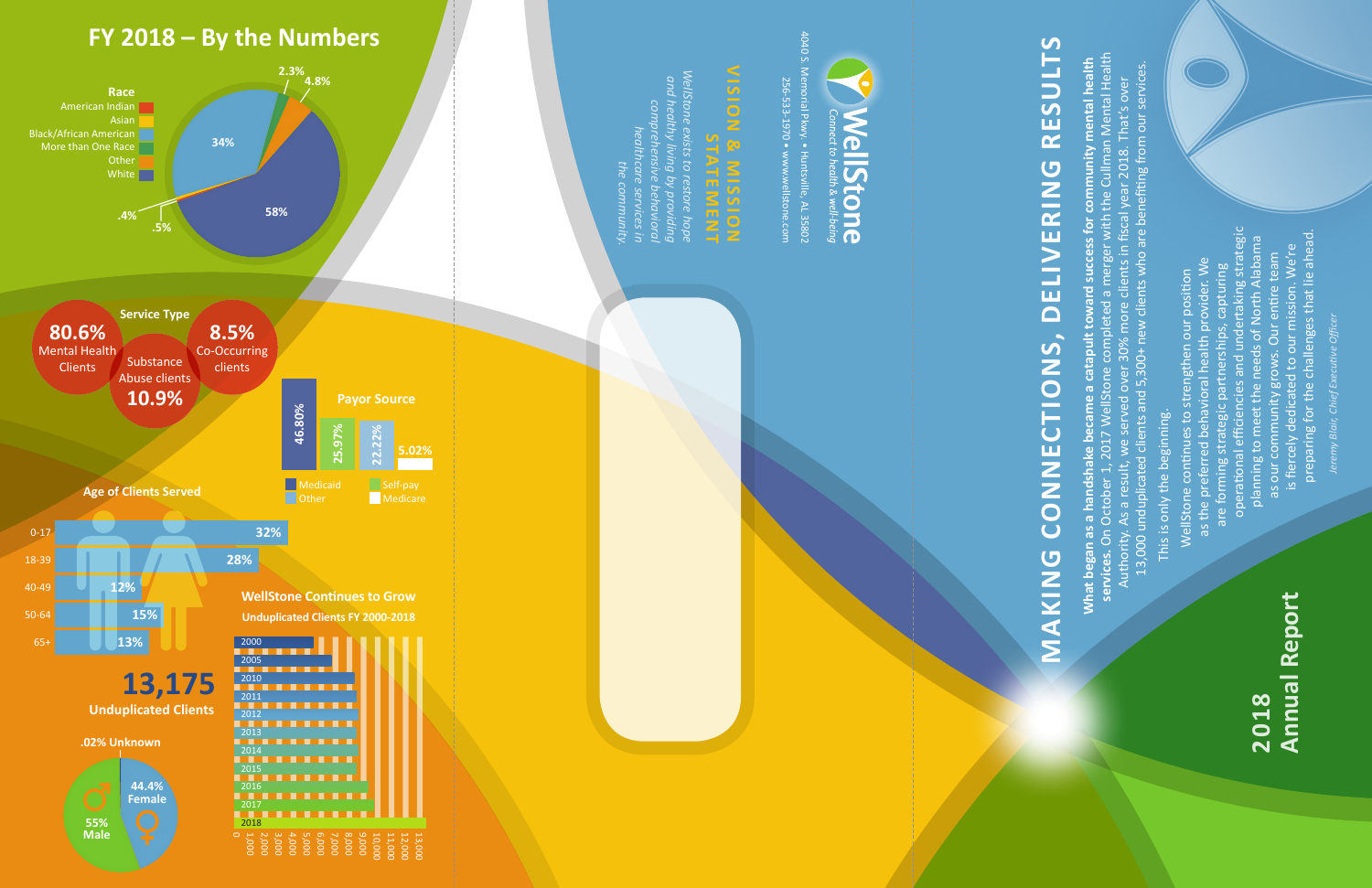# FY 2018 – By the Numbers

## Race

| Race | Percent |
|---|---|
| American Indian | .4% |
| Asian | .5% |
| Black/African American | 34% |
| More than One Race | 2.3% |
| Other | 4.8% |
| White | 58% |

## Service Type

- **80.6%** Mental Health Clients
- **10.9%** Substance Abuse clients
- **8.5%** Co-Occurring clients

## Payor Source

| Payor | Percent |
|---|---|
| Medicaid | 46.80% |
| Self-pay | 25.97% |
| Other | 22.22% |
| Medicare | 5.02% |

## Age of Clients Served

| Age | Percent |
|---|---|
| 0-17 | 32% |
| 18-39 | 28% |
| 40-49 | 12% |
| 50-64 | 15% |
| 65+ | 13% |

**13,175**
**Unduplicated Clients**

.02% Unknown

- 55% Male
- 44.4% Female

## WellStone Continues to Grow

**Unduplicated Clients FY 2000-2018**

Years shown: 2000, 2005, 2010, 2011, 2012, 2013, 2014, 2015, 2016, 2017, 2018

Axis: 0, 1,000, 2,000, 3,000, 4,000, 5,000, 6,000, 7,000, 8,000, 9,000, 10,000, 11,000, 12,000, 13,000

## VISION & MISSION STATEMENT

*WellStone exists to restore hope and healthy living by providing comprehensive behavioral healthcare services in the community.*

**WellStone**
*Connect to health & well-being*

4040 S. Memorial Pkwy. • Huntsville, AL 35802
256-533-1970 • www.wellstone.com

# MAKING CONNECTIONS, DELIVERING RESULTS

**What began as a handshake became a catapult toward success for community mental health services.** On October 1, 2017 WellStone completed a merger with the Cullman Mental Health Authority. As a result, we served over 30% more clients in fiscal year 2018. That's over 13,000 unduplicated clients and 5,300+ new clients who are benefiting from our services.

This is only the beginning.

WellStone continues to strengthen our position as the preferred behavioral health provider. We are forming strategic partnerships, capturing operational efficiencies and undertaking strategic planning to meet the needs of North Alabama as our community grows. Our entire team is fiercely dedicated to our mission. We're preparing for the challenges that lie ahead.

*Jeremy Blair, Chief Executive Officer*

# 2018 Annual Report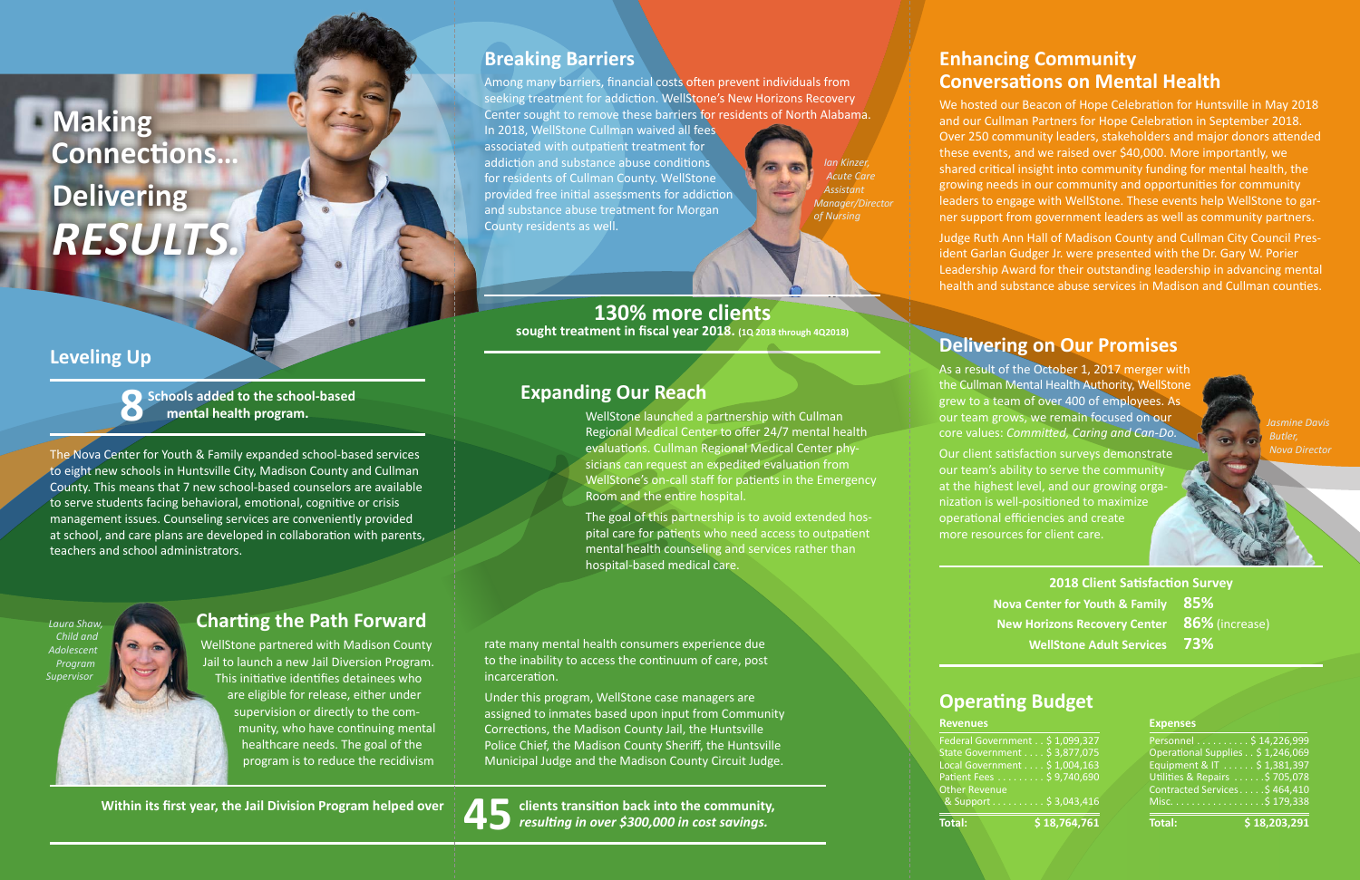# Making Connections… Delivering *RESULTS.*

## Leveling Up

**8** **Schools added to the school-based mental health program.**

The Nova Center for Youth & Family expanded school-based services to eight new schools in Huntsville City, Madison County and Cullman County. This means that 7 new school-based counselors are available to serve students facing behavioral, emotional, cognitive or crisis management issues. Counseling services are conveniently provided at school, and care plans are developed in collaboration with parents, teachers and school administrators.

## Breaking Barriers

Among many barriers, financial costs often prevent individuals from seeking treatment for addiction. WellStone's New Horizons Recovery Center sought to remove these barriers for residents of North Alabama. In 2018, WellStone Cullman waived all fees associated with outpatient treatment for addiction and substance abuse conditions for residents of Cullman County. WellStone provided free initial assessments for addiction and substance abuse treatment for Morgan County residents as well.

*Ian Kinzer, Acute Care Assistant Manager/Director of Nursing*

**130% more clients**
**sought treatment in fiscal year 2018.** (1Q 2018 through 4Q2018)

## Expanding Our Reach

WellStone launched a partnership with Cullman Regional Medical Center to offer 24/7 mental health evaluations. Cullman Regional Medical Center physicians can request an expedited evaluation from WellStone's on-call staff for patients in the Emergency Room and the entire hospital.

The goal of this partnership is to avoid extended hospital care for patients who need access to outpatient mental health counseling and services rather than hospital-based medical care.

## Charting the Path Forward

*Laura Shaw, Child and Adolescent Program Supervisor*

WellStone partnered with Madison County Jail to launch a new Jail Diversion Program. This initiative identifies detainees who are eligible for release, either under supervision or directly to the community, who have continuing mental healthcare needs. The goal of the program is to reduce the recidivism rate many mental health consumers experience due to the inability to access the continuum of care, post incarceration.

Under this program, WellStone case managers are assigned to inmates based upon input from Community Corrections, the Madison County Jail, the Huntsville Police Chief, the Madison County Sheriff, the Huntsville Municipal Judge and the Madison County Circuit Judge.

**Within its first year, the Jail Division Program helped over 45 clients transition back into the community,** ***resulting in over $300,000 in cost savings.***

## Enhancing Community Conversations on Mental Health

We hosted our Beacon of Hope Celebration for Huntsville in May 2018 and our Cullman Partners for Hope Celebration in September 2018. Over 250 community leaders, stakeholders and major donors attended these events, and we raised over $40,000. More importantly, we shared critical insight into community funding for mental health, the growing needs in our community and opportunities for community leaders to engage with WellStone. These events help WellStone to garner support from government leaders as well as community partners.

Judge Ruth Ann Hall of Madison County and Cullman City Council President Garlan Gudger Jr. were presented with the Dr. Gary W. Porier Leadership Award for their outstanding leadership in advancing mental health and substance abuse services in Madison and Cullman counties.

## Delivering on Our Promises

As a result of the October 1, 2017 merger with the Cullman Mental Health Authority, WellStone grew to a team of over 400 of employees. As our team grows, we remain focused on our core values: *Committed, Caring and Can-Do.*

Our client satisfaction surveys demonstrate our team's ability to serve the community at the highest level, and our growing organization is well-positioned to maximize operational efficiencies and create more resources for client care.

*Jasmine Davis Butler, Nova Director*

**2018 Client Satisfaction Survey**

| | |
|---|---|
| Nova Center for Youth & Family | **85%** |
| New Horizons Recovery Center | **86%** (increase) |
| WellStone Adult Services | **73%** |

## Operating Budget

**Revenues**

| | |
|---|---|
| Federal Government | $ 1,099,327 |
| State Government | $ 3,877,075 |
| Local Government | $ 1,004,163 |
| Patient Fees | $ 9,740,690 |
| Other Revenue & Support | $ 3,043,416 |
| **Total:** | **$ 18,764,761** |

**Expenses**

| | |
|---|---|
| Personnel | $ 14,226,999 |
| Operational Supplies | $ 1,246,069 |
| Equipment & IT | $ 1,381,397 |
| Utilities & Repairs | $ 705,078 |
| Contracted Services | $ 464,410 |
| Misc. | $ 179,338 |
| **Total:** | **$ 18,203,291** |